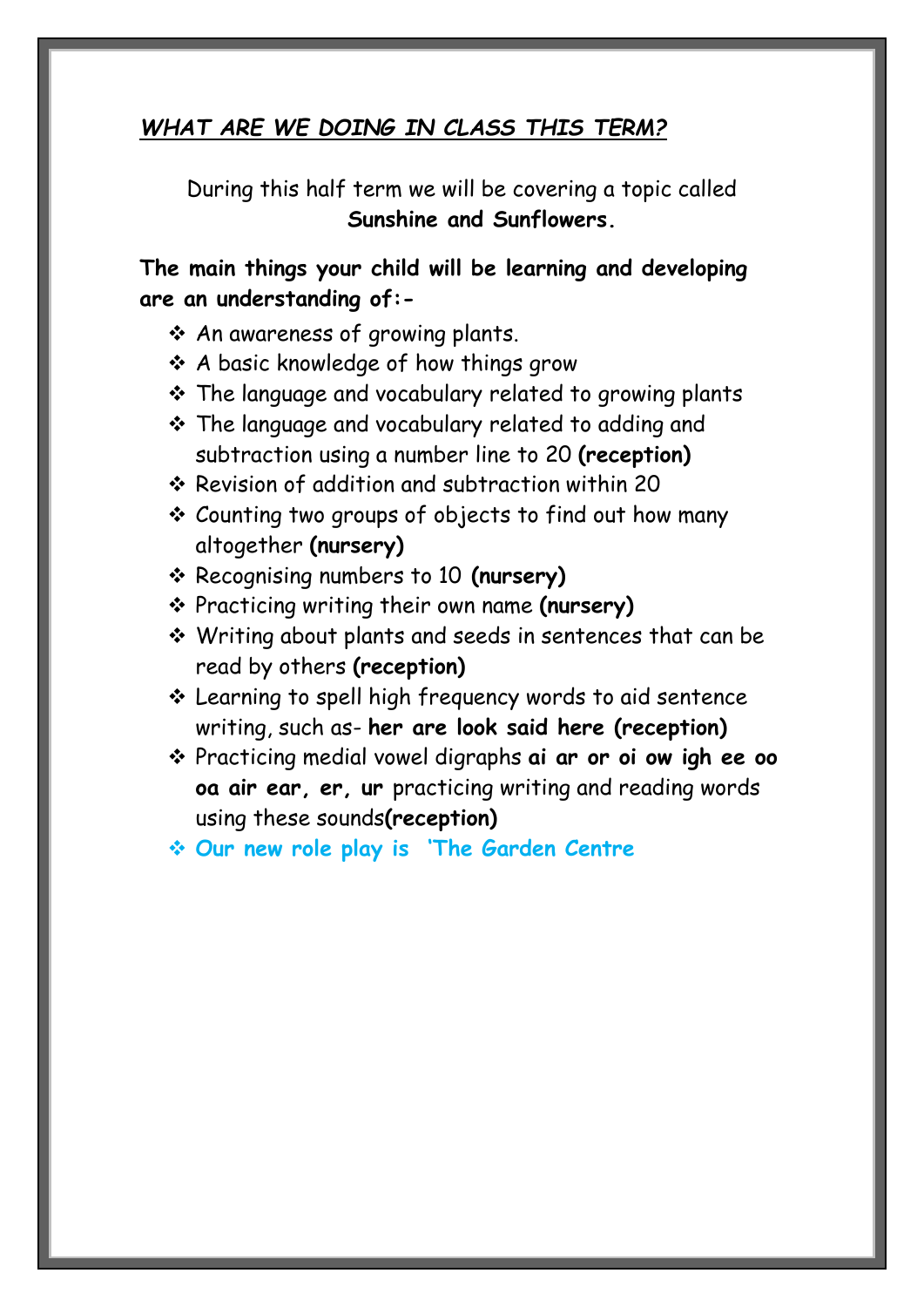## ***WHAT ARE WE DOING IN CLASS THIS TERM?***

During this half term we will be covering a topic called **Sunshine and Sunflowers.**

**The main things your child will be learning and developing are an understanding of:-**

- An awareness of growing plants.
- A basic knowledge of how things grow
- The language and vocabulary related to growing plants
- The language and vocabulary related to adding and subtraction using a number line to 20 **(reception)**
- Revision of addition and subtraction within 20
- Counting two groups of objects to find out how many altogether **(nursery)**
- Recognising numbers to 10 **(nursery)**
- Practicing writing their own name **(nursery)**
- Writing about plants and seeds in sentences that can be read by others **(reception)**
- Learning to spell high frequency words to aid sentence writing, such as- **her are look said here (reception)**
- Practicing medial vowel digraphs **ai ar or oi ow igh ee oo oa air ear, er, ur** practicing writing and reading words using these sounds**(reception)**
- **Our new role play is 'The Garden Centre**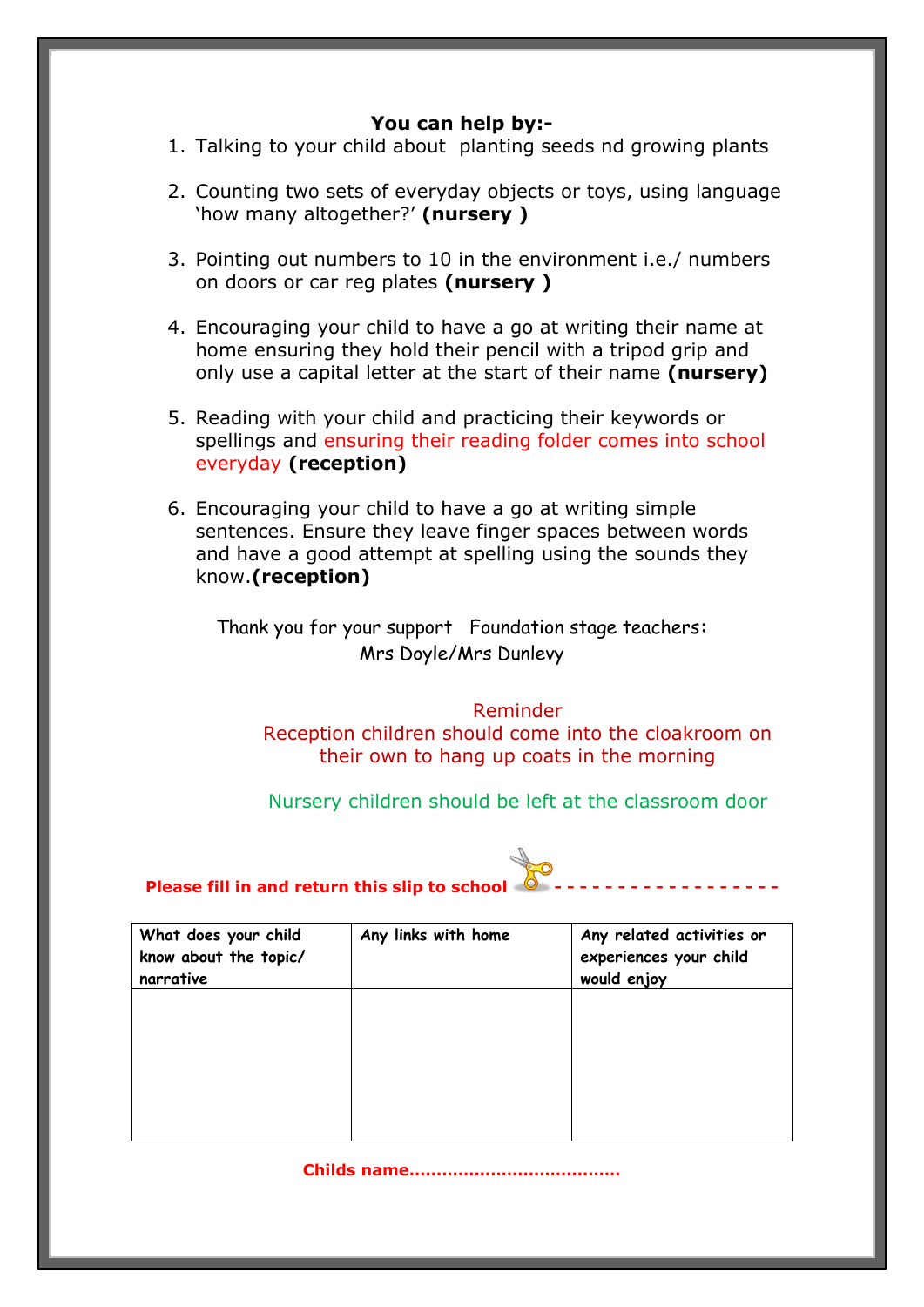**You can help by:-**

1. Talking to your child about planting seeds nd growing plants

2. Counting two sets of everyday objects or toys, using language 'how many altogether?' **(nursery )**

3. Pointing out numbers to 10 in the environment i.e./ numbers on doors or car reg plates **(nursery )**

4. Encouraging your child to have a go at writing their name at home ensuring they hold their pencil with a tripod grip and only use a capital letter at the start of their name **(nursery)**

5. Reading with your child and practicing their keywords or spellings and ensuring their reading folder comes into school everyday **(reception)**

6. Encouraging your child to have a go at writing simple sentences. Ensure they leave finger spaces between words and have a good attempt at spelling using the sounds they know.**(reception)**

Thank you for your support  Foundation stage teachers: Mrs Doyle/Mrs Dunlevy

Reminder
Reception children should come into the cloakroom on their own to hang up coats in the morning

Nursery children should be left at the classroom door

**Please fill in and return this slip to school** - - - - - - - - - - - - - - - - - -

| What does your child know about the topic/ narrative | Any links with home | Any related activities or experiences your child would enjoy |
|---|---|---|
| | | |

**Childs name......................................**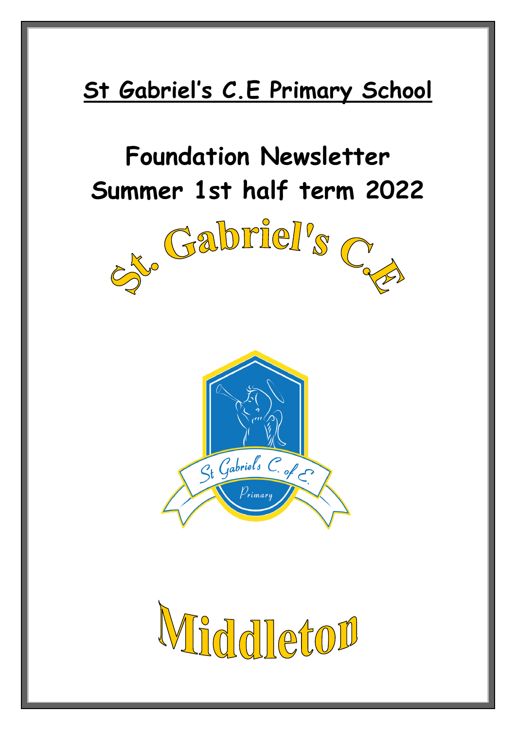# St Gabriel's C.E Primary School

# Foundation Newsletter
# Summer 1st half term 2022

St. Gabriel's C.E

St Gabriel's C. of E. Primary

Middleton